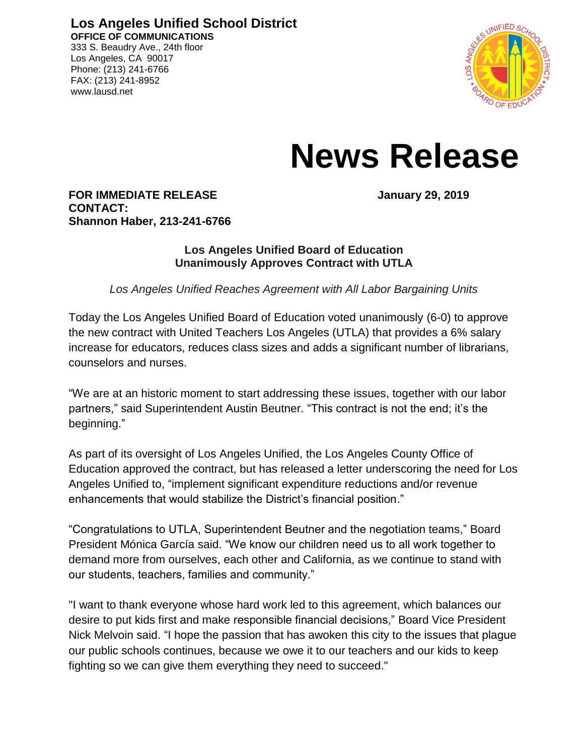**Los Angeles Unified School District**
**OFFICE OF COMMUNICATIONS**
333 S. Beaudry Ave., 24th floor
Los Angeles, CA 90017
Phone: (213) 241-6766
FAX: (213) 241-8952
www.lausd.net

# News Release

**FOR IMMEDIATE RELEASE** **January 29, 2019**
**CONTACT:**
**Shannon Haber, 213-241-6766**

## Los Angeles Unified Board of Education Unanimously Approves Contract with UTLA

*Los Angeles Unified Reaches Agreement with All Labor Bargaining Units*

Today the Los Angeles Unified Board of Education voted unanimously (6-0) to approve the new contract with United Teachers Los Angeles (UTLA) that provides a 6% salary increase for educators, reduces class sizes and adds a significant number of librarians, counselors and nurses.

"We are at an historic moment to start addressing these issues, together with our labor partners," said Superintendent Austin Beutner. "This contract is not the end; it's the beginning."

As part of its oversight of Los Angeles Unified, the Los Angeles County Office of Education approved the contract, but has released a letter underscoring the need for Los Angeles Unified to, "implement significant expenditure reductions and/or revenue enhancements that would stabilize the District's financial position."

"Congratulations to UTLA, Superintendent Beutner and the negotiation teams," Board President Mónica García said. "We know our children need us to all work together to demand more from ourselves, each other and California, as we continue to stand with our students, teachers, families and community."

"I want to thank everyone whose hard work led to this agreement, which balances our desire to put kids first and make responsible financial decisions," Board Vice President Nick Melvoin said. "I hope the passion that has awoken this city to the issues that plague our public schools continues, because we owe it to our teachers and our kids to keep fighting so we can give them everything they need to succeed."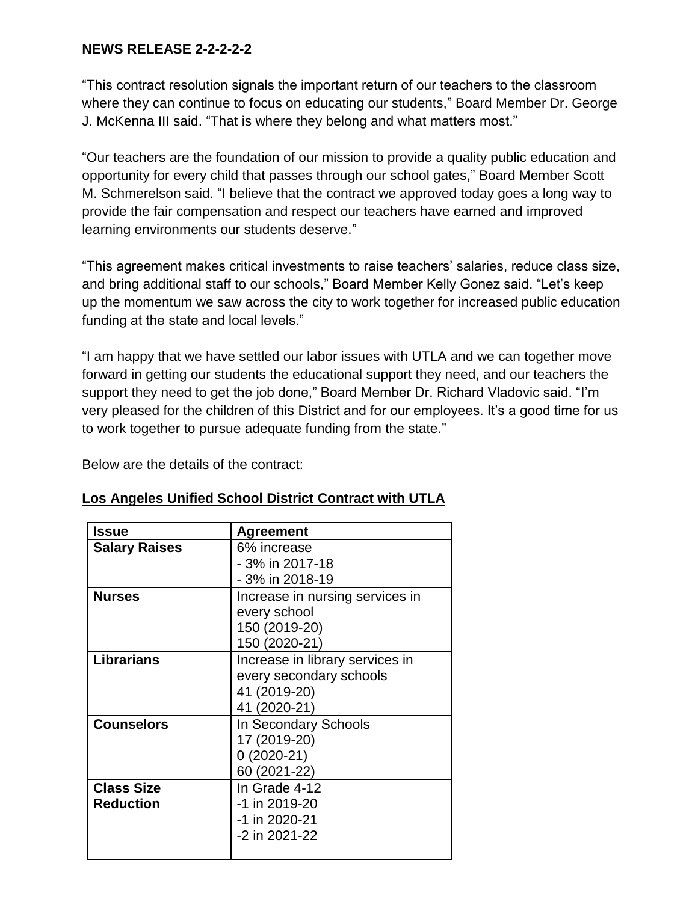**NEWS RELEASE 2-2-2-2-2**

“This contract resolution signals the important return of our teachers to the classroom where they can continue to focus on educating our students,” Board Member Dr. George J. McKenna III said. “That is where they belong and what matters most.”

“Our teachers are the foundation of our mission to provide a quality public education and opportunity for every child that passes through our school gates,” Board Member Scott M. Schmerelson said. “I believe that the contract we approved today goes a long way to provide the fair compensation and respect our teachers have earned and improved learning environments our students deserve.”

“This agreement makes critical investments to raise teachers’ salaries, reduce class size, and bring additional staff to our schools,” Board Member Kelly Gonez said. “Let’s keep up the momentum we saw across the city to work together for increased public education funding at the state and local levels.”

“I am happy that we have settled our labor issues with UTLA and we can together move forward in getting our students the educational support they need, and our teachers the support they need to get the job done,” Board Member Dr. Richard Vladovic said. “I’m very pleased for the children of this District and for our employees. It’s a good time for us to work together to pursue adequate funding from the state.”

Below are the details of the contract:

**Los Angeles Unified School District Contract with UTLA**

| Issue | Agreement |
|---|---|
| **Salary Raises** | 6% increase<br>- 3% in 2017-18<br>- 3% in 2018-19 |
| **Nurses** | Increase in nursing services in every school<br>150 (2019-20)<br>150 (2020-21) |
| **Librarians** | Increase in library services in every secondary schools<br>41 (2019-20)<br>41 (2020-21) |
| **Counselors** | In Secondary Schools<br>17 (2019-20)<br>0 (2020-21)<br>60 (2021-22) |
| **Class Size Reduction** | In Grade 4-12<br>-1 in 2019-20<br>-1 in 2020-21<br>-2 in 2021-22 |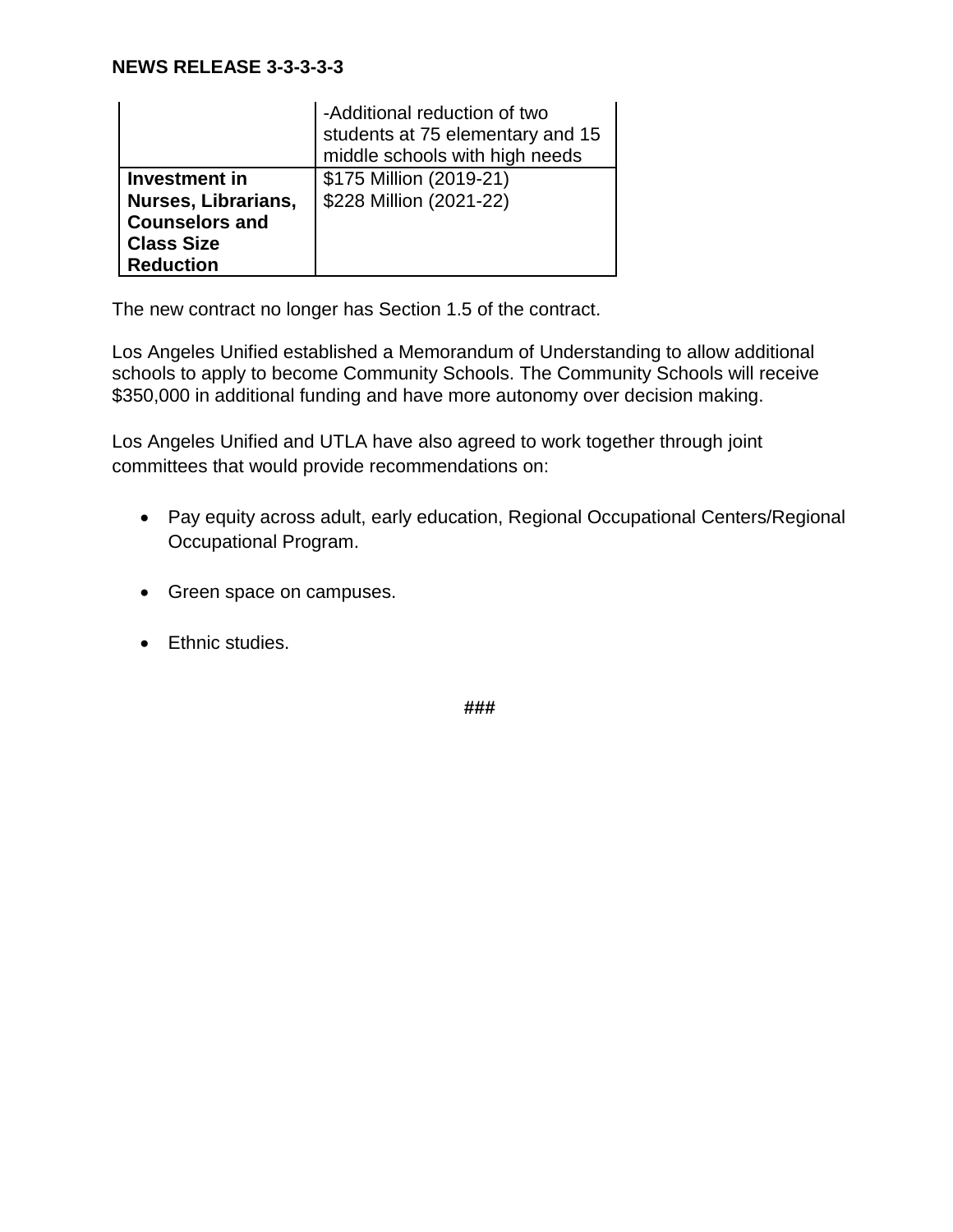| | |
|---|---|
| | -Additional reduction of two students at 75 elementary and 15 middle schools with high needs |
| **Investment in Nurses, Librarians, Counselors and Class Size Reduction** | $175 Million (2019-21)<br>$228 Million (2021-22) |

The new contract no longer has Section 1.5 of the contract.

Los Angeles Unified established a Memorandum of Understanding to allow additional schools to apply to become Community Schools. The Community Schools will receive $350,000 in additional funding and have more autonomy over decision making.

Los Angeles Unified and UTLA have also agreed to work together through joint committees that would provide recommendations on:

- Pay equity across adult, early education, Regional Occupational Centers/Regional Occupational Program.
- Green space on campuses.
- Ethnic studies.

###